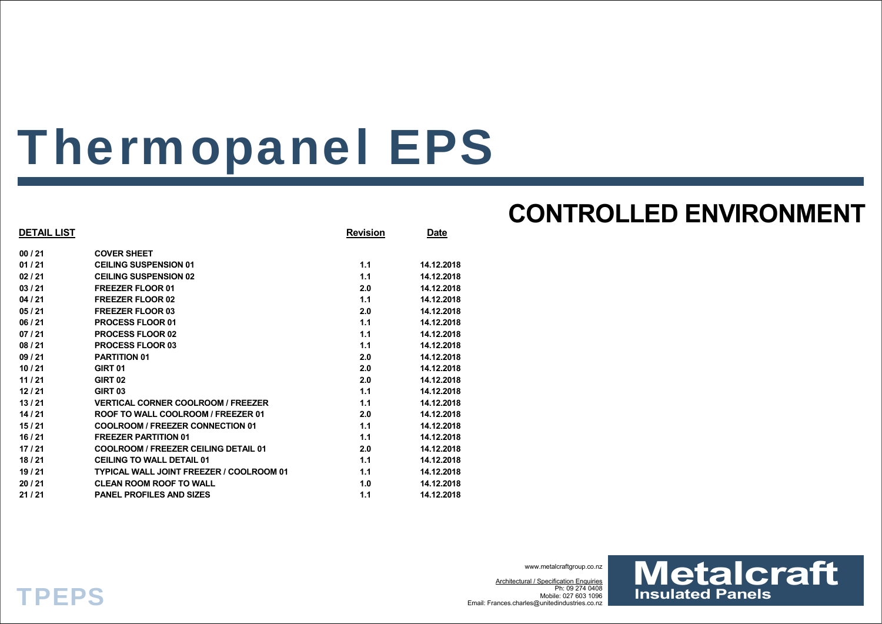# Thermopanel EPS

## CONTROLLED ENVIRONMENT

| DETAIL LIST | | Revision | Date |
|---|---|---|---|
| 00 / 21 | COVER SHEET | | |
| 01 / 21 | CEILING SUSPENSION 01 | 1.1 | 14.12.2018 |
| 02 / 21 | CEILING SUSPENSION 02 | 1.1 | 14.12.2018 |
| 03 / 21 | FREEZER FLOOR 01 | 2.0 | 14.12.2018 |
| 04 / 21 | FREEZER FLOOR 02 | 1.1 | 14.12.2018 |
| 05 / 21 | FREEZER FLOOR 03 | 2.0 | 14.12.2018 |
| 06 / 21 | PROCESS FLOOR 01 | 1.1 | 14.12.2018 |
| 07 / 21 | PROCESS FLOOR 02 | 1.1 | 14.12.2018 |
| 08 / 21 | PROCESS FLOOR 03 | 1.1 | 14.12.2018 |
| 09 / 21 | PARTITION 01 | 2.0 | 14.12.2018 |
| 10 / 21 | GIRT 01 | 2.0 | 14.12.2018 |
| 11 / 21 | GIRT 02 | 2.0 | 14.12.2018 |
| 12 / 21 | GIRT 03 | 1.1 | 14.12.2018 |
| 13 / 21 | VERTICAL CORNER COOLROOM / FREEZER | 1.1 | 14.12.2018 |
| 14 / 21 | ROOF TO WALL COOLROOM / FREEZER 01 | 2.0 | 14.12.2018 |
| 15 / 21 | COOLROOM / FREEZER CONNECTION 01 | 1.1 | 14.12.2018 |
| 16 / 21 | FREEZER PARTITION 01 | 1.1 | 14.12.2018 |
| 17 / 21 | COOLROOM / FREEZER CEILING DETAIL 01 | 2.0 | 14.12.2018 |
| 18 / 21 | CEILING TO WALL DETAIL 01 | 1.1 | 14.12.2018 |
| 19 / 21 | TYPICAL WALL JOINT FREEZER / COOLROOM 01 | 1.1 | 14.12.2018 |
| 20 / 21 | CLEAN ROOM ROOF TO WALL | 1.0 | 14.12.2018 |
| 21 / 21 | PANEL PROFILES AND SIZES | 1.1 | 14.12.2018 |

TPEPS

www.metalcraftgroup.co.nz

Architectural / Specification Enquiries
Ph: 09 274 0408
Mobile: 027 603 1096
Email: Frances.charles@unitedindustries.co.nz

**Metalcraft**
**Insulated Panels**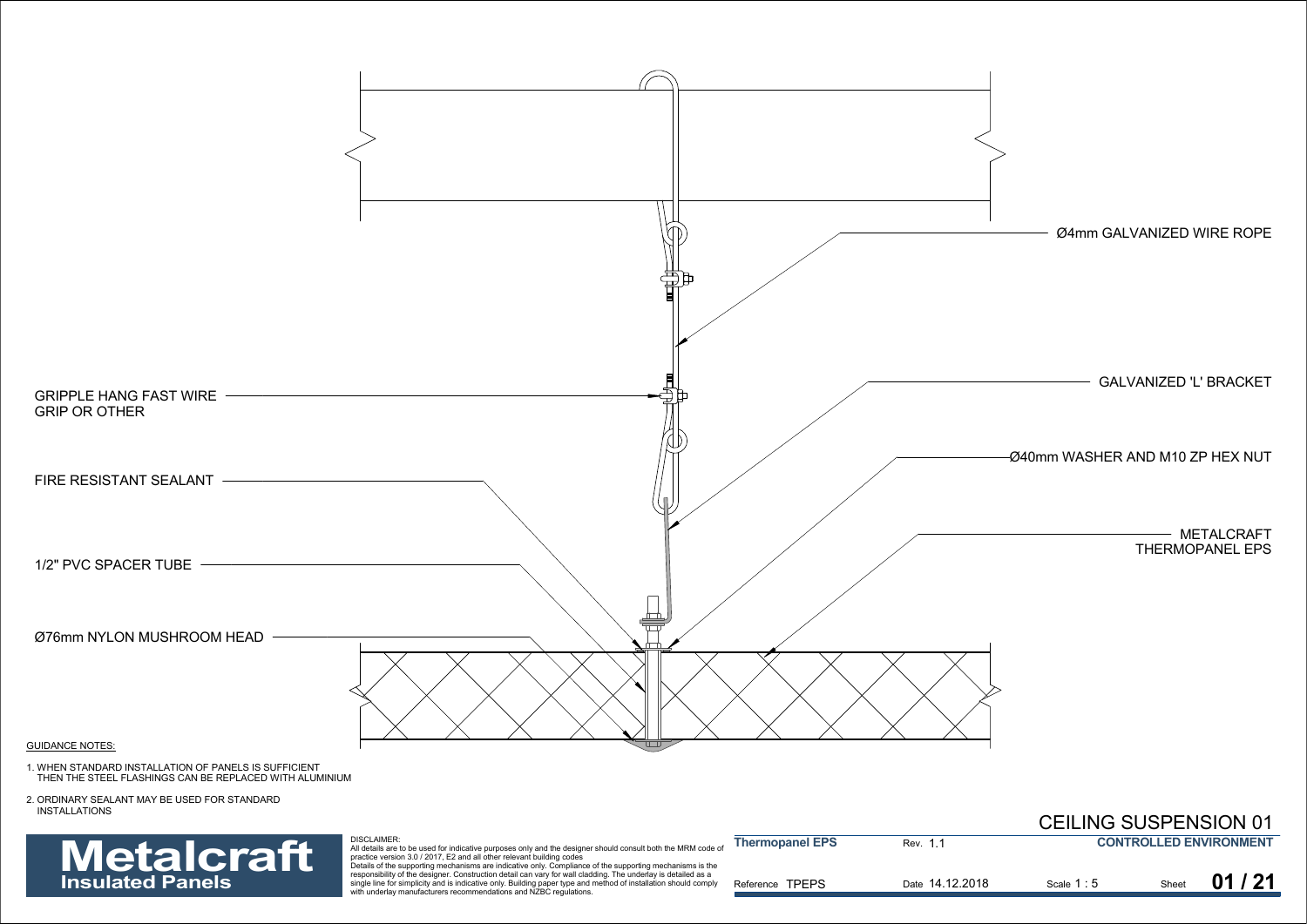Ø4mm GALVANIZED WIRE ROPE

GALVANIZED 'L' BRACKET

Ø40mm WASHER AND M10 ZP HEX NUT

METALCRAFT THERMOPANEL EPS

GRIPPLE HANG FAST WIRE GRIP OR OTHER

FIRE RESISTANT SEALANT

1/2" PVC SPACER TUBE

Ø76mm NYLON MUSHROOM HEAD

GUIDANCE NOTES:

1. WHEN STANDARD INSTALLATION OF PANELS IS SUFFICIENT THEN THE STEEL FLASHINGS CAN BE REPLACED WITH ALUMINIUM
2. ORDINARY SEALANT MAY BE USED FOR STANDARD INSTALLATIONS

# CEILING SUSPENSION 01

**Metalcraft**
**Insulated Panels**

DISCLAIMER:
All details are to be used for indicative purposes only and the designer should consult both the MRM code of practice version 3.0 / 2017, E2 and all other relevant building codes
Details of the supporting mechanisms are indicative only. Compliance of the supporting mechanisms is the responsibility of the designer. Construction detail can vary for wall cladding. The underlay is detailed as a single line for simplicity and is indicative only. Building paper type and method of installation should comply with underlay manufacturers recommendations and NZBC regulations.

| **Thermopanel EPS** | Rev. 1.1 | **CONTROLLED ENVIRONMENT** | |
|---|---|---|---|
| Reference TPEPS | Date 14.12.2018 | Scale 1 : 5 | Sheet **01 / 21** |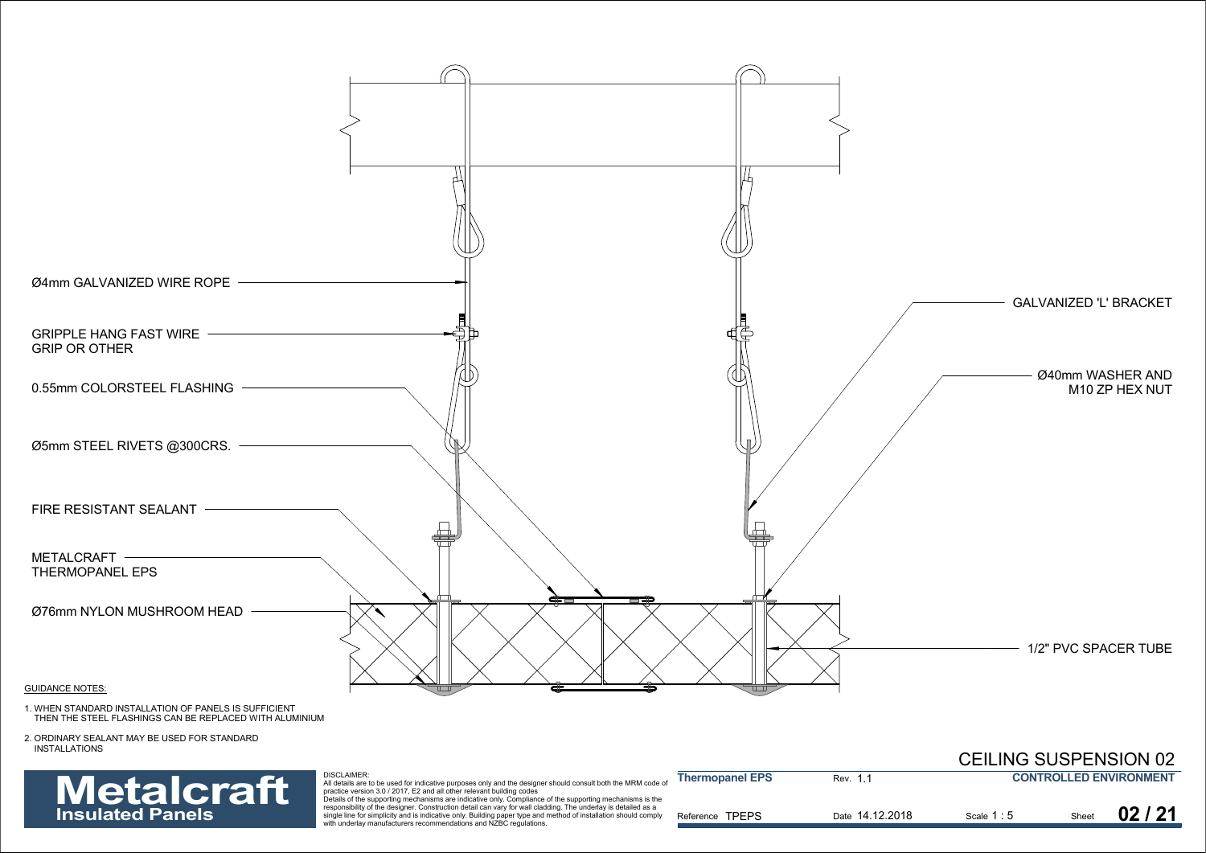Ø4mm GALVANIZED WIRE ROPE

GRIPPLE HANG FAST WIRE GRIP OR OTHER

0.55mm COLORSTEEL FLASHING

Ø5mm STEEL RIVETS @300CRS.

FIRE RESISTANT SEALANT

METALCRAFT THERMOPANEL EPS

Ø76mm NYLON MUSHROOM HEAD

GALVANIZED 'L' BRACKET

Ø40mm WASHER AND M10 ZP HEX NUT

1/2" PVC SPACER TUBE

GUIDANCE NOTES:

1. WHEN STANDARD INSTALLATION OF PANELS IS SUFFICIENT THEN THE STEEL FLASHINGS CAN BE REPLACED WITH ALUMINIUM
2. ORDINARY SEALANT MAY BE USED FOR STANDARD INSTALLATIONS

# CEILING SUSPENSION 02

**Metalcraft Insulated Panels**

DISCLAIMER:
All details are to be used for indicative purposes only and the designer should consult both the MRM code of practice version 3.0 / 2017, E2 and all other relevant building codes
Details of the supporting mechanisms are indicative only. Compliance of the supporting mechanisms is the responsibility of the designer. Construction detail can vary for wall cladding. The underlay is detailed as a single line for simplicity and is indicative only. Building paper type and method of installation should comply with underlay manufacturers recommendations and NZBC regulations.

| **Thermopanel EPS** | Rev. 1.1 | **CONTROLLED ENVIRONMENT** | |
|---|---|---|---|
| Reference TPEPS | Date 14.12.2018 | Scale 1 : 5 | Sheet **02 / 21** |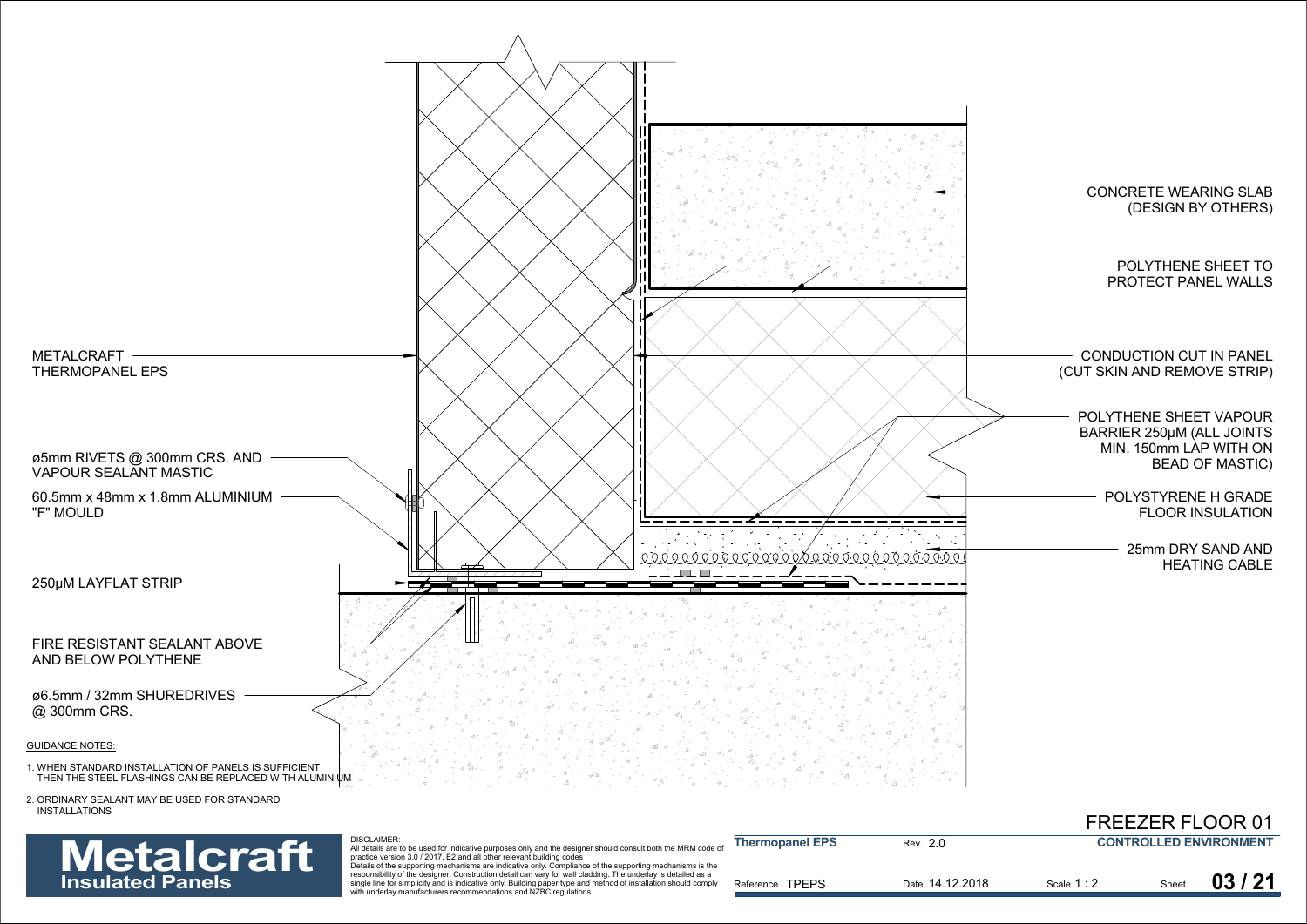CONCRETE WEARING SLAB (DESIGN BY OTHERS)

POLYTHENE SHEET TO PROTECT PANEL WALLS

METALCRAFT THERMOPANEL EPS

CONDUCTION CUT IN PANEL (CUT SKIN AND REMOVE STRIP)

POLYTHENE SHEET VAPOUR BARRIER 250μM (ALL JOINTS MIN. 150mm LAP WITH ON BEAD OF MASTIC)

ø5mm RIVETS @ 300mm CRS. AND VAPOUR SEALANT MASTIC

60.5mm x 48mm x 1.8mm ALUMINIUM "F" MOULD

POLYSTYRENE H GRADE FLOOR INSULATION

25mm DRY SAND AND HEATING CABLE

250μM LAYFLAT STRIP

FIRE RESISTANT SEALANT ABOVE AND BELOW POLYTHENE

ø6.5mm / 32mm SHUREDRIVES @ 300mm CRS.

GUIDANCE NOTES:

1. WHEN STANDARD INSTALLATION OF PANELS IS SUFFICIENT THEN THE STEEL FLASHINGS CAN BE REPLACED WITH ALUMINIUM
2. ORDINARY SEALANT MAY BE USED FOR STANDARD INSTALLATIONS

# FREEZER FLOOR 01

**Metalcraft** Insulated Panels

DISCLAIMER:
All details are to be used for indicative purposes only and the designer should consult both the MRM code of practice version 3.0 / 2017, E2 and all other relevant building codes
Details of the supporting mechanisms are indicative only. Compliance of the supporting mechanisms is the responsibility of the designer. Construction detail can vary for wall cladding. The underlay is detailed as a single line for simplicity and is indicative only. Building paper type and method of installation should comply with underlay manufacturers recommendations and NZBC regulations.

| **Thermopanel EPS** | Rev. 2.0 | **CONTROLLED ENVIRONMENT** | |
|---|---|---|---|
| Reference TPEPS | Date 14.12.2018 | Scale 1 : 2 | Sheet **03 / 21** |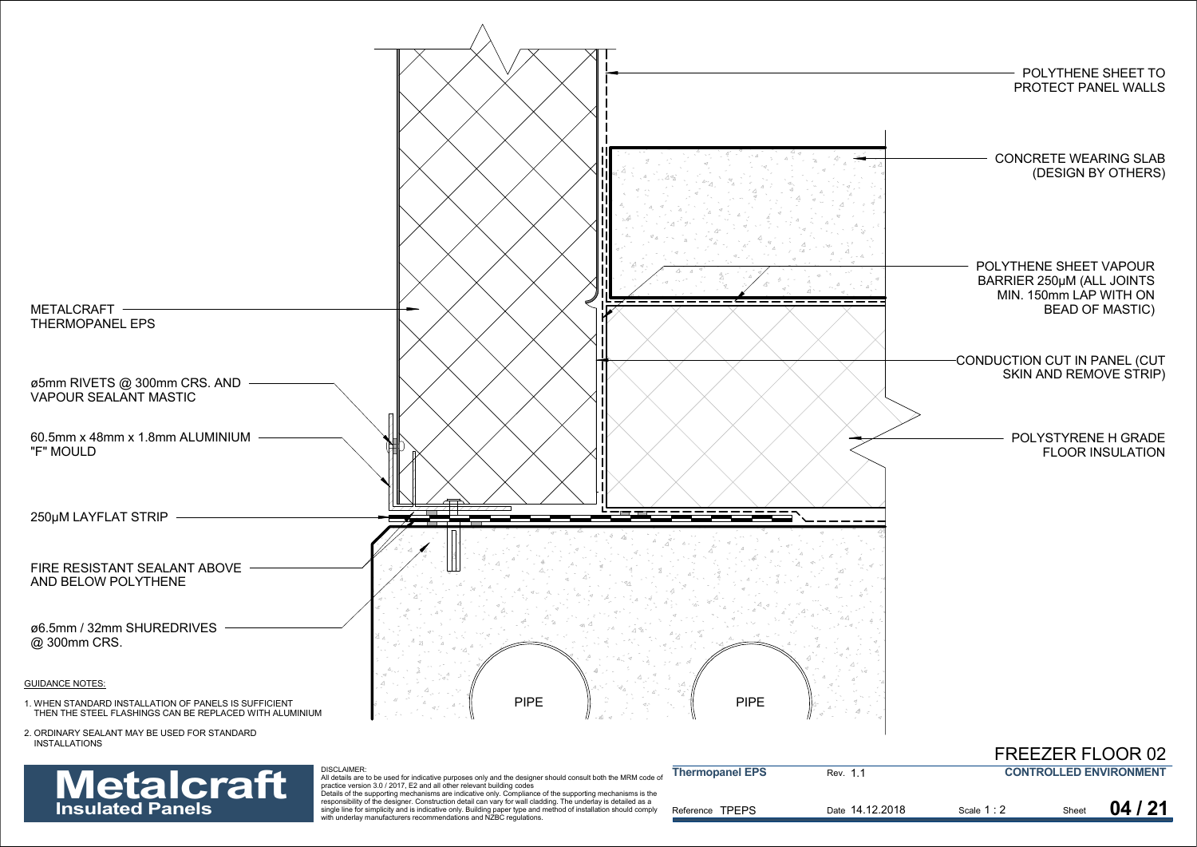POLYTHENE SHEET TO PROTECT PANEL WALLS

CONCRETE WEARING SLAB (DESIGN BY OTHERS)

POLYTHENE SHEET VAPOUR BARRIER 250µM (ALL JOINTS MIN. 150mm LAP WITH ON BEAD OF MASTIC)

CONDUCTION CUT IN PANEL (CUT SKIN AND REMOVE STRIP)

POLYSTYRENE H GRADE FLOOR INSULATION

METALCRAFT THERMOPANEL EPS

ø5mm RIVETS @ 300mm CRS. AND VAPOUR SEALANT MASTIC

60.5mm x 48mm x 1.8mm ALUMINIUM "F" MOULD

250µM LAYFLAT STRIP

FIRE RESISTANT SEALANT ABOVE AND BELOW POLYTHENE

ø6.5mm / 32mm SHUREDRIVES @ 300mm CRS.

PIPE

PIPE

GUIDANCE NOTES:

1. WHEN STANDARD INSTALLATION OF PANELS IS SUFFICIENT THEN THE STEEL FLASHINGS CAN BE REPLACED WITH ALUMINIUM
2. ORDINARY SEALANT MAY BE USED FOR STANDARD INSTALLATIONS

**Metalcraft** Insulated Panels

DISCLAIMER:
All details are to be used for indicative purposes only and the designer should consult both the MRM code of practice version 3.0 / 2017, E2 and all other relevant building codes
Details of the supporting mechanisms are indicative only. Compliance of the supporting mechanisms is the responsibility of the designer. Construction detail can vary for wall cladding. The underlay is detailed as a single line for simplicity and is indicative only. Building paper type and method of installation should comply with underlay manufacturers recommendations and NZBC regulations.

FREEZER FLOOR 02

| **Thermopanel EPS** | Rev. 1.1 | **CONTROLLED ENVIRONMENT** | |
|---|---|---|---|
| Reference TPEPS | Date 14.12.2018 | Scale 1 : 2 | Sheet **04 / 21** |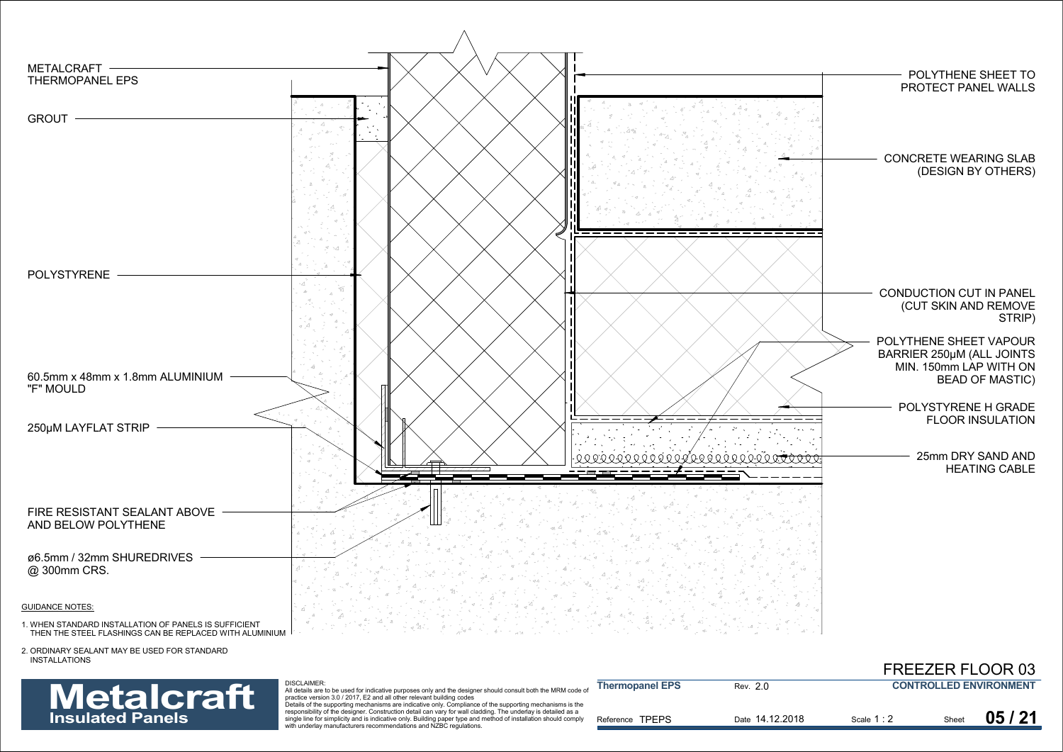METALCRAFT THERMOPANEL EPS

GROUT

POLYSTYRENE

60.5mm x 48mm x 1.8mm ALUMINIUM "F" MOULD

250μM LAYFLAT STRIP

FIRE RESISTANT SEALANT ABOVE AND BELOW POLYTHENE

ø6.5mm / 32mm SHUREDRIVES @ 300mm CRS.

POLYTHENE SHEET TO PROTECT PANEL WALLS

CONCRETE WEARING SLAB (DESIGN BY OTHERS)

CONDUCTION CUT IN PANEL (CUT SKIN AND REMOVE STRIP)

POLYTHENE SHEET VAPOUR BARRIER 250μM (ALL JOINTS MIN. 150mm LAP WITH ON BEAD OF MASTIC)

POLYSTYRENE H GRADE FLOOR INSULATION

25mm DRY SAND AND HEATING CABLE

GUIDANCE NOTES:

1. WHEN STANDARD INSTALLATION OF PANELS IS SUFFICIENT THEN THE STEEL FLASHINGS CAN BE REPLACED WITH ALUMINIUM
2. ORDINARY SEALANT MAY BE USED FOR STANDARD INSTALLATIONS

# FREEZER FLOOR 03

**Metalcraft Insulated Panels**

DISCLAIMER:
All details are to be used for indicative purposes only and the designer should consult both the MRM code of practice version 3.0 / 2017, E2 and all other relevant building codes
Details of the supporting mechanisms are indicative only. Compliance of the supporting mechanisms is the responsibility of the designer. Construction detail can vary for wall cladding. The underlay is detailed as a single line for simplicity and is indicative only. Building paper type and method of installation should comply with underlay manufacturers recommendations and NZBC regulations.

| **Thermopanel EPS** | Rev. 2.0 | **CONTROLLED ENVIRONMENT** | |
|---|---|---|---|
| Reference TPEPS | Date 14.12.2018 | Scale 1 : 2 | Sheet **05 / 21** |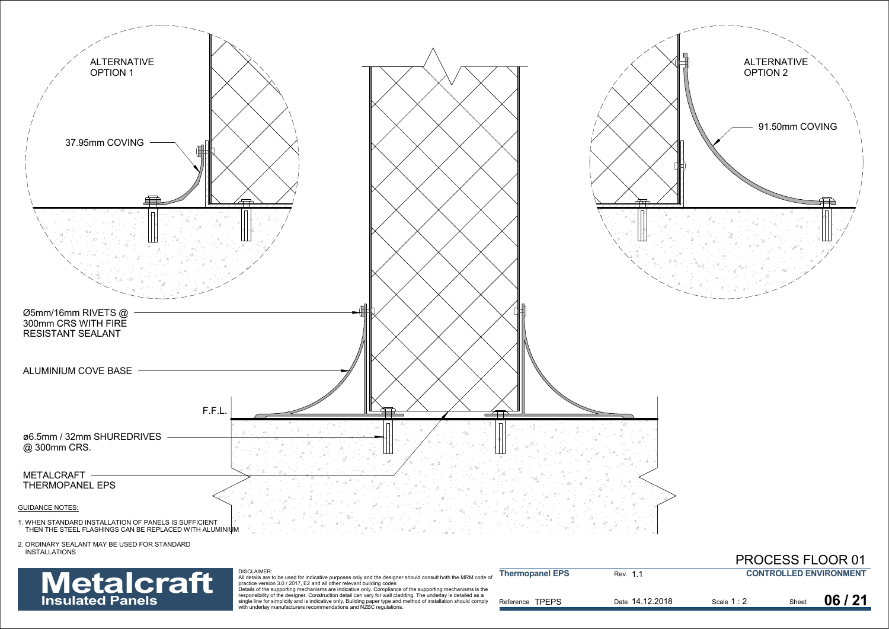ALTERNATIVE OPTION 1

37.95mm COVING

ALTERNATIVE OPTION 2

91.50mm COVING

Ø5mm/16mm RIVETS @ 300mm CRS WITH FIRE RESISTANT SEALANT

ALUMINIUM COVE BASE

F.F.L.

ø6.5mm / 32mm SHUREDRIVES @ 300mm CRS.

METALCRAFT THERMOPANEL EPS

GUIDANCE NOTES:

1. WHEN STANDARD INSTALLATION OF PANELS IS SUFFICIENT THEN THE STEEL FLASHINGS CAN BE REPLACED WITH ALUMINIUM
2. ORDINARY SEALANT MAY BE USED FOR STANDARD INSTALLATIONS

# PROCESS FLOOR 01

**Metalcraft Insulated Panels**

DISCLAIMER:
All details are to be used for indicative purposes only and the designer should consult both the MRM code of practice version 3.0 / 2017, E2 and all other relevant building codes
Details of the supporting mechanisms are indicative only. Compliance of the supporting mechanisms is the responsibility of the designer. Construction detail can vary for wall cladding. The underlay is detailed as a single line for simplicity and is indicative only. Building paper type and method of installation should comply with underlay manufacturers recommendations and NZBC regulations.

| **Thermopanel EPS** | Rev. 1.1 | **CONTROLLED ENVIRONMENT** | |
|---|---|---|---|
| Reference TPEPS | Date 14.12.2018 | Scale 1 : 2 | Sheet **06 / 21** |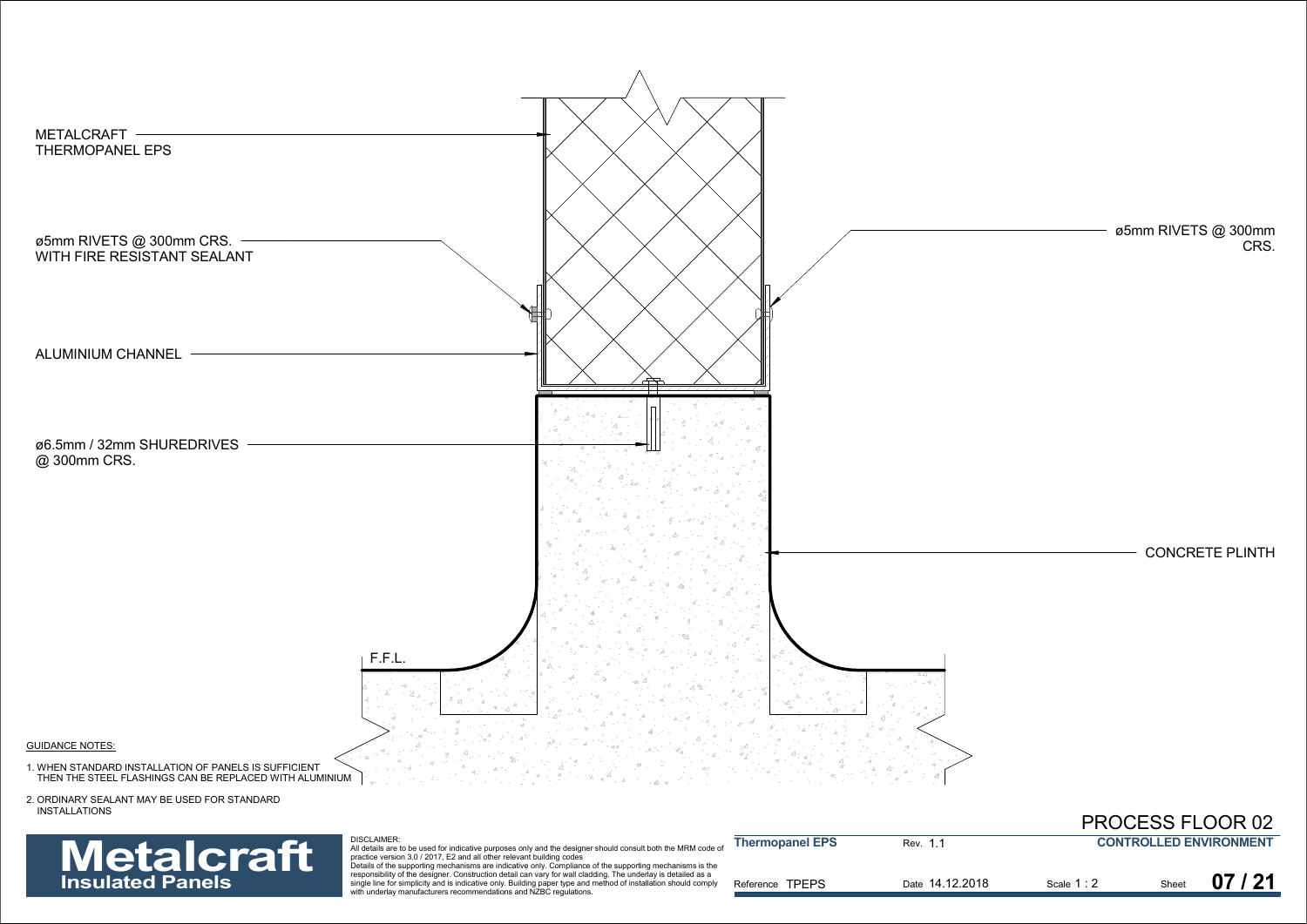METALCRAFT THERMOPANEL EPS

ø5mm RIVETS @ 300mm CRS. WITH FIRE RESISTANT SEALANT

ALUMINIUM CHANNEL

ø6.5mm / 32mm SHUREDRIVES @ 300mm CRS.

ø5mm RIVETS @ 300mm CRS.

CONCRETE PLINTH

F.F.L.

GUIDANCE NOTES:

1. WHEN STANDARD INSTALLATION OF PANELS IS SUFFICIENT THEN THE STEEL FLASHINGS CAN BE REPLACED WITH ALUMINIUM
2. ORDINARY SEALANT MAY BE USED FOR STANDARD INSTALLATIONS

# PROCESS FLOOR 02

**Metalcraft** Insulated Panels

DISCLAIMER:
All details are to be used for indicative purposes only and the designer should consult both the MRM code of practice version 3.0 / 2017, E2 and all other relevant building codes
Details of the supporting mechanisms are indicative only. Compliance of the supporting mechanisms is the responsibility of the designer. Construction detail can vary for wall cladding. The underlay is detailed as a single line for simplicity and is indicative only. Building paper type and method of installation should comply with underlay manufacturers recommendations and NZBC regulations.

| **Thermopanel EPS** | Rev. 1.1 | **CONTROLLED ENVIRONMENT** | |
|---|---|---|---|
| Reference TPEPS | Date 14.12.2018 | Scale 1 : 2 | Sheet **07 / 21** |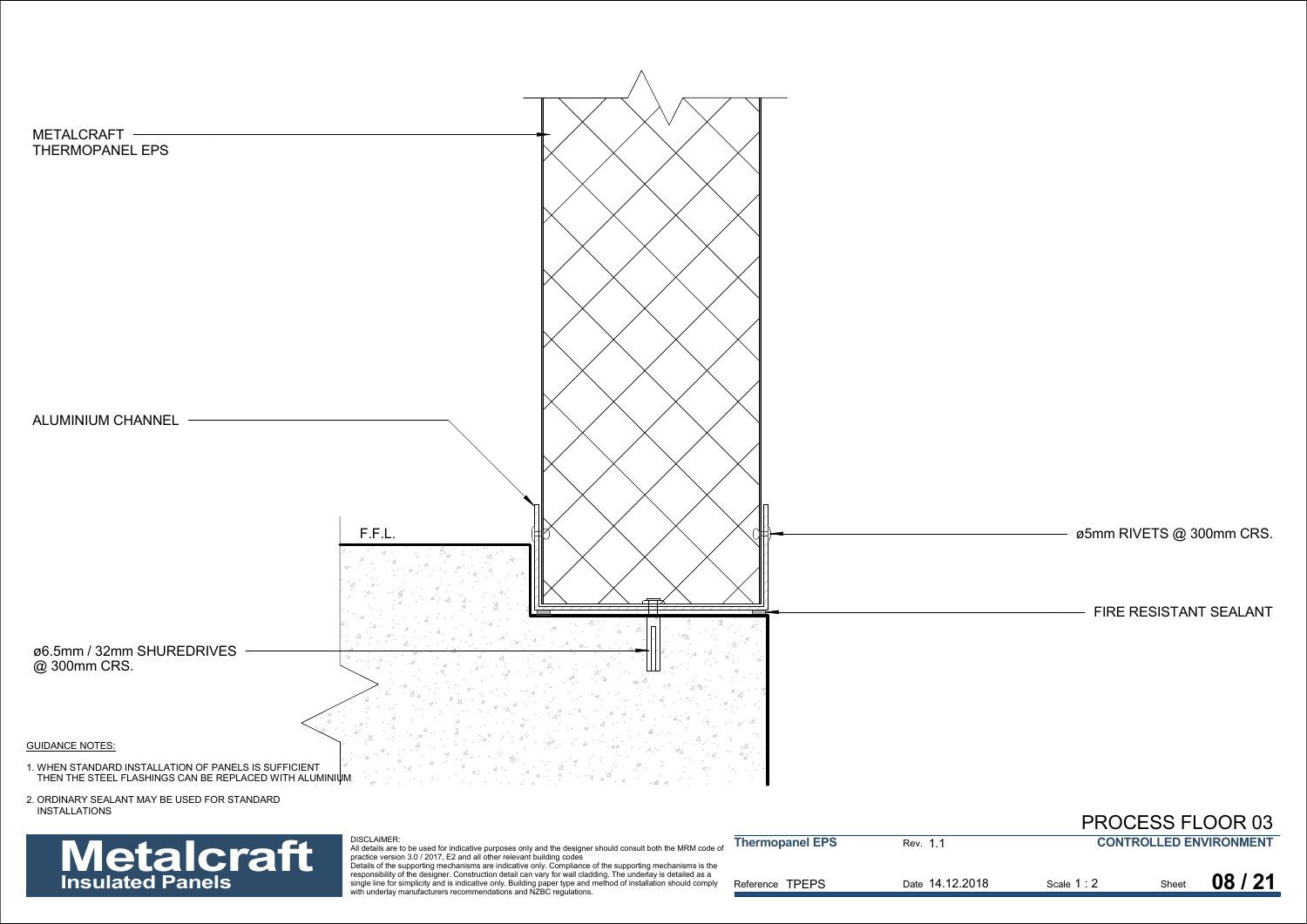METALCRAFT THERMOPANEL EPS

ALUMINIUM CHANNEL

F.F.L.

ø5mm RIVETS @ 300mm CRS.

FIRE RESISTANT SEALANT

ø6.5mm / 32mm SHUREDRIVES @ 300mm CRS.

GUIDANCE NOTES:

1. WHEN STANDARD INSTALLATION OF PANELS IS SUFFICIENT THEN THE STEEL FLASHINGS CAN BE REPLACED WITH ALUMINIUM
2. ORDINARY SEALANT MAY BE USED FOR STANDARD INSTALLATIONS

# PROCESS FLOOR 03

**Metalcraft Insulated Panels**

DISCLAIMER:
All details are to be used for indicative purposes only and the designer should consult both the MRM code of practice version 3.0 / 2017, E2 and all other relevant building codes
Details of the supporting mechanisms are indicative only. Compliance of the supporting mechanisms is the responsibility of the designer. Construction detail can vary for wall cladding. The underlay is detailed as a single line for simplicity and is indicative only. Building paper type and method of installation should comply with underlay manufacturers recommendations and NZBC regulations.

| **Thermopanel EPS** | Rev. 1.1 | **CONTROLLED ENVIRONMENT** | |
|---|---|---|---|
| Reference TPEPS | Date 14.12.2018 | Scale 1 : 2 | Sheet **08 / 21** |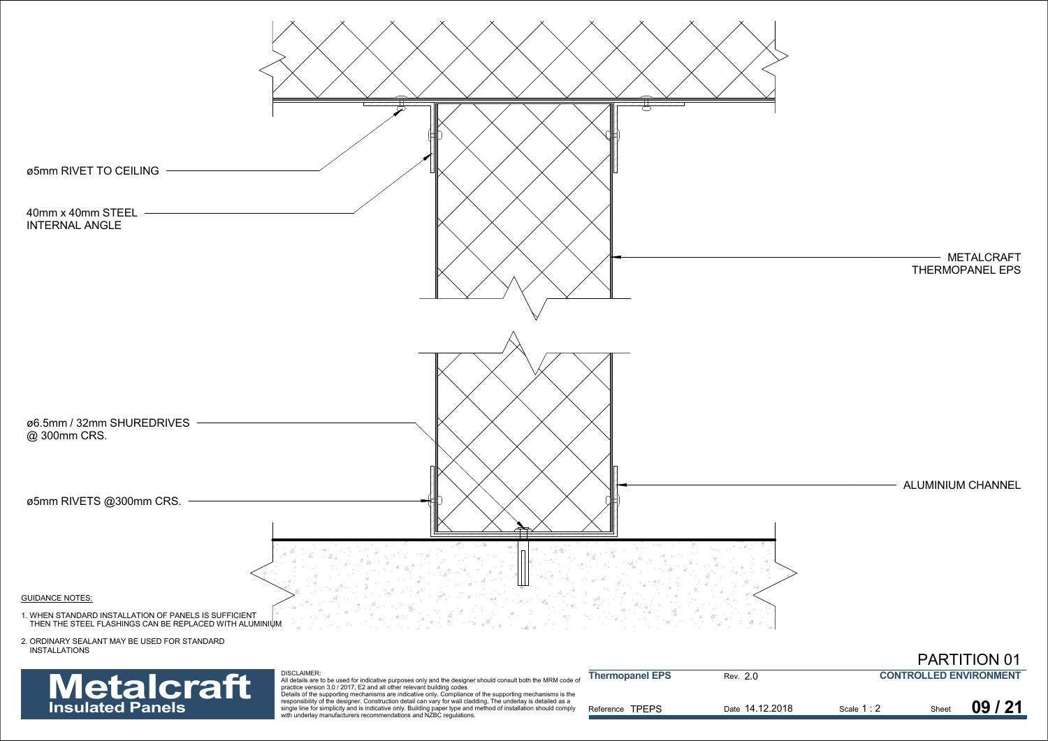ø5mm RIVET TO CEILING

40mm x 40mm STEEL INTERNAL ANGLE

METALCRAFT THERMOPANEL EPS

ø6.5mm / 32mm SHUREDRIVES @ 300mm CRS.

ALUMINIUM CHANNEL

ø5mm RIVETS @300mm CRS.

GUIDANCE NOTES:

1. WHEN STANDARD INSTALLATION OF PANELS IS SUFFICIENT THEN THE STEEL FLASHINGS CAN BE REPLACED WITH ALUMINIUM
2. ORDINARY SEALANT MAY BE USED FOR STANDARD INSTALLATIONS

# PARTITION 01

**Metalcraft Insulated Panels**

DISCLAIMER:
All details are to be used for indicative purposes only and the designer should consult both the MRM code of practice version 3.0 / 2017, E2 and all other relevant building codes
Details of the supporting mechanisms are indicative only. Compliance of the supporting mechanisms is the responsibility of the designer. Construction detail can vary for wall cladding. The underlay is detailed as a single line for simplicity and is indicative only. Building paper type and method of installation should comply with underlay manufacturers recommendations and NZBC regulations.

| **Thermopanel EPS** | Rev. 2.0 | | **CONTROLLED ENVIRONMENT** |
|---|---|---|---|
| Reference TPEPS | Date 14.12.2018 | Scale 1 : 2 | Sheet **09 / 21** |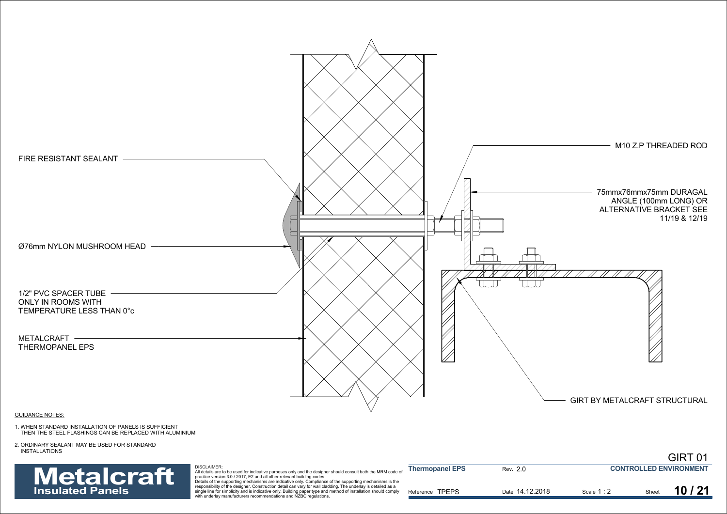FIRE RESISTANT SEALANT

Ø76mm NYLON MUSHROOM HEAD

1/2" PVC SPACER TUBE
ONLY IN ROOMS WITH
TEMPERATURE LESS THAN 0°c

METALCRAFT
THERMOPANEL EPS

M10 Z.P THREADED ROD

75mmx76mmx75mm DURAGAL
ANGLE (100mm LONG) OR
ALTERNATIVE BRACKET SEE
11/19 & 12/19

GIRT BY METALCRAFT STRUCTURAL

GUIDANCE NOTES:

1. WHEN STANDARD INSTALLATION OF PANELS IS SUFFICIENT THEN THE STEEL FLASHINGS CAN BE REPLACED WITH ALUMINIUM
2. ORDINARY SEALANT MAY BE USED FOR STANDARD INSTALLATIONS

GIRT 01

**Metalcraft**
**Insulated Panels**

DISCLAIMER:
All details are to be used for indicative purposes only and the designer should consult both the MRM code of practice version 3.0 / 2017, E2 and all other relevant building codes
Details of the supporting mechanisms are indicative only. Compliance of the supporting mechanisms is the responsibility of the designer. Construction detail can vary for wall cladding. The underlay is detailed as a single line for simplicity and is indicative only. Building paper type and method of installation should comply with underlay manufacturers recommendations and NZBC regulations.

| Thermopanel EPS | Rev. 2.0 | | CONTROLLED ENVIRONMENT |
|---|---|---|---|
| Reference TPEPS | Date 14.12.2018 | Scale 1 : 2 | Sheet 10 / 21 |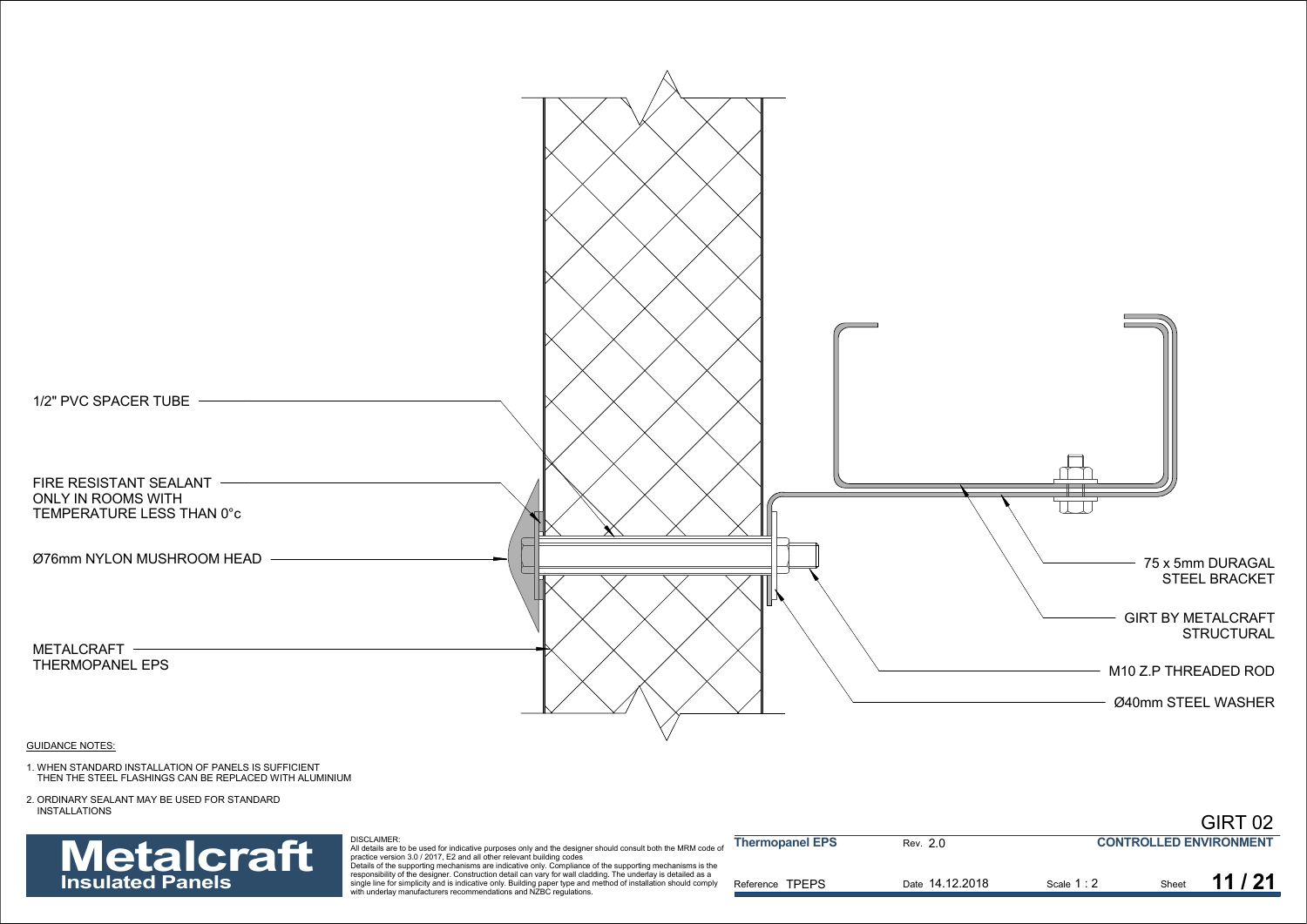1/2" PVC SPACER TUBE

FIRE RESISTANT SEALANT ONLY IN ROOMS WITH TEMPERATURE LESS THAN 0°c

Ø76mm NYLON MUSHROOM HEAD

METALCRAFT THERMOPANEL EPS

75 x 5mm DURAGAL STEEL BRACKET

GIRT BY METALCRAFT STRUCTURAL

M10 Z.P THREADED ROD

Ø40mm STEEL WASHER

GUIDANCE NOTES:

1. WHEN STANDARD INSTALLATION OF PANELS IS SUFFICIENT THEN THE STEEL FLASHINGS CAN BE REPLACED WITH ALUMINIUM
2. ORDINARY SEALANT MAY BE USED FOR STANDARD INSTALLATIONS

# GIRT 02

**Metalcraft**
**Insulated Panels**

DISCLAIMER:
All details are to be used for indicative purposes only and the designer should consult both the MRM code of practice version 3.0 / 2017, E2 and all other relevant building codes
Details of the supporting mechanisms are indicative only. Compliance of the supporting mechanisms is the responsibility of the designer. Construction detail can vary for wall cladding. The underlay is detailed as a single line for simplicity and is indicative only. Building paper type and method of installation should comply with underlay manufacturers recommendations and NZBC regulations.

| **Thermopanel EPS** | Rev. 2.0 | | **CONTROLLED ENVIRONMENT** |
|---|---|---|---|
| Reference TPEPS | Date 14.12.2018 | Scale 1 : 2 | Sheet **11 / 21** |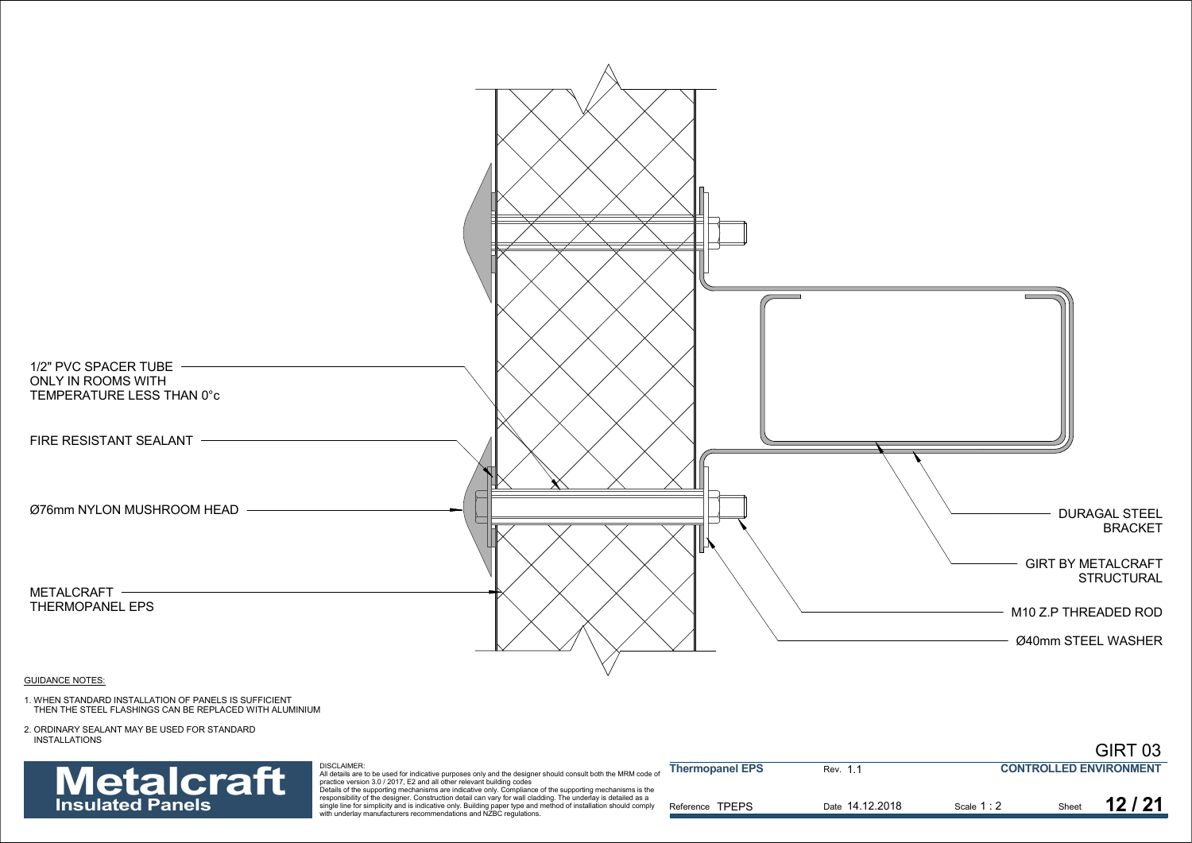1/2" PVC SPACER TUBE
ONLY IN ROOMS WITH
TEMPERATURE LESS THAN 0°c

FIRE RESISTANT SEALANT

Ø76mm NYLON MUSHROOM HEAD

METALCRAFT
THERMOPANEL EPS

DURAGAL STEEL
BRACKET

GIRT BY METALCRAFT
STRUCTURAL

M10 Z.P THREADED ROD

Ø40mm STEEL WASHER

GUIDANCE NOTES:

1. WHEN STANDARD INSTALLATION OF PANELS IS SUFFICIENT THEN THE STEEL FLASHINGS CAN BE REPLACED WITH ALUMINIUM
2. ORDINARY SEALANT MAY BE USED FOR STANDARD INSTALLATIONS

GIRT 03

**Metalcraft**
**Insulated Panels**

DISCLAIMER:
All details are to be used for indicative purposes only and the designer should consult both the MRM code of practice version 3.0 / 2017, E2 and all other relevant building codes
Details of the supporting mechanisms are indicative only. Compliance of the supporting mechanisms is the responsibility of the designer. Construction detail can vary for wall cladding. The underlay is detailed as a single line for simplicity and is indicative only. Building paper type and method of installation should comply with underlay manufacturers recommendations and NZBC regulations.

| **Thermopanel EPS** | Rev. 1.1 | | **CONTROLLED ENVIRONMENT** |
|---|---|---|---|
| Reference TPEPS | Date 14.12.2018 | Scale 1 : 2 | Sheet **12 / 21** |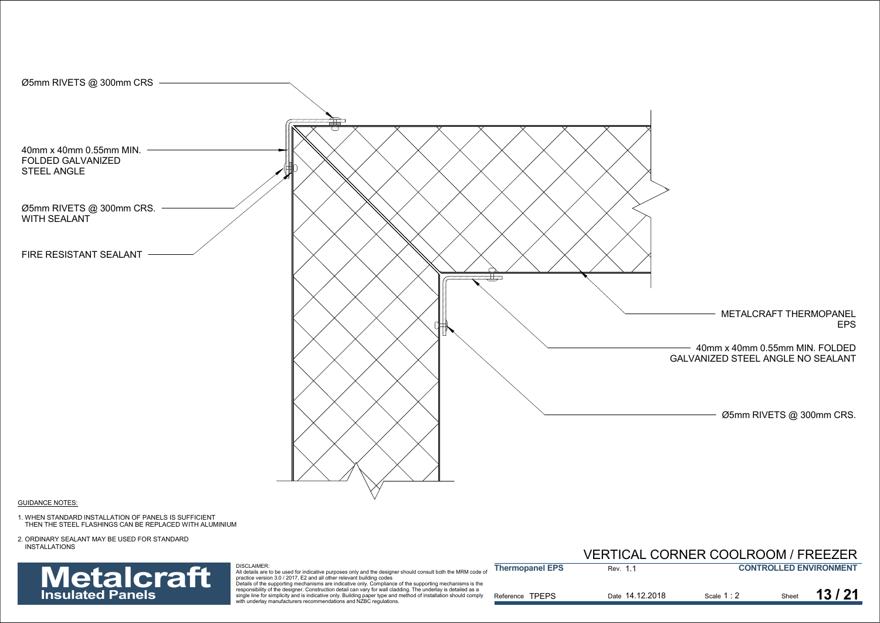Ø5mm RIVETS @ 300mm CRS

40mm x 40mm 0.55mm MIN. FOLDED GALVANIZED STEEL ANGLE

Ø5mm RIVETS @ 300mm CRS. WITH SEALANT

FIRE RESISTANT SEALANT

METALCRAFT THERMOPANEL EPS

40mm x 40mm 0.55mm MIN. FOLDED GALVANIZED STEEL ANGLE NO SEALANT

Ø5mm RIVETS @ 300mm CRS.

GUIDANCE NOTES:

1. WHEN STANDARD INSTALLATION OF PANELS IS SUFFICIENT THEN THE STEEL FLASHINGS CAN BE REPLACED WITH ALUMINIUM
2. ORDINARY SEALANT MAY BE USED FOR STANDARD INSTALLATIONS

# VERTICAL CORNER COOLROOM / FREEZER

**Metalcraft Insulated Panels**

DISCLAIMER:
All details are to be used for indicative purposes only and the designer should consult both the MRM code of practice version 3.0 / 2017, E2 and all other relevant building codes
Details of the supporting mechanisms are indicative only. Compliance of the supporting mechanisms is the responsibility of the designer. Construction detail can vary for wall cladding. The underlay is detailed as a single line for simplicity and is indicative only. Building paper type and method of installation should comply with underlay manufacturers recommendations and NZBC regulations.

| **Thermopanel EPS** | Rev. 1.1 | | **CONTROLLED ENVIRONMENT** |
|---|---|---|---|
| Reference TPEPS | Date 14.12.2018 | Scale 1 : 2 | Sheet **13 / 21** |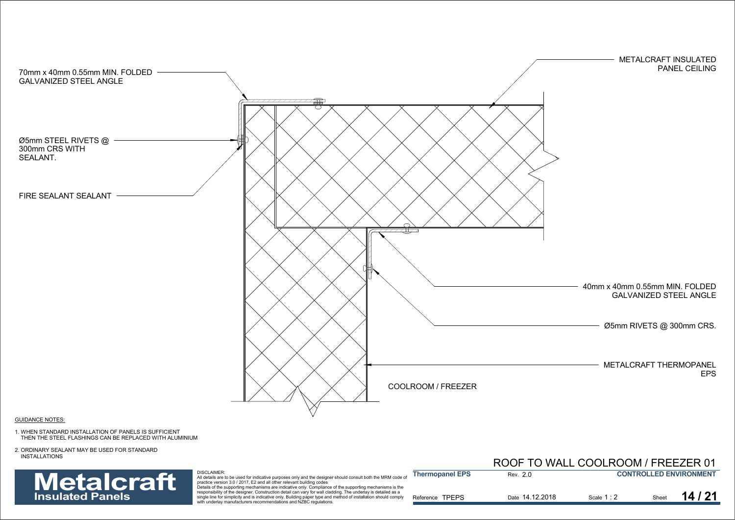70mm x 40mm 0.55mm MIN. FOLDED GALVANIZED STEEL ANGLE

Ø5mm STEEL RIVETS @ 300mm CRS WITH SEALANT.

FIRE SEALANT SEALANT

METALCRAFT INSULATED PANEL CEILING

40mm x 40mm 0.55mm MIN. FOLDED GALVANIZED STEEL ANGLE

Ø5mm RIVETS @ 300mm CRS.

METALCRAFT THERMOPANEL EPS

COOLROOM / FREEZER

GUIDANCE NOTES:

1. WHEN STANDARD INSTALLATION OF PANELS IS SUFFICIENT THEN THE STEEL FLASHINGS CAN BE REPLACED WITH ALUMINIUM
2. ORDINARY SEALANT MAY BE USED FOR STANDARD INSTALLATIONS

# ROOF TO WALL COOLROOM / FREEZER 01

**Metalcraft Insulated Panels**

DISCLAIMER:
All details are to be used for indicative purposes only and the designer should consult both the MRM code of practice version 3.0 / 2017, E2 and all other relevant building codes
Details of the supporting mechanisms are indicative only. Compliance of the supporting mechanisms is the responsibility of the designer. Construction detail can vary for wall cladding. The underlay is detailed as a single line for simplicity and is indicative only. Building paper type and method of installation should comply with underlay manufacturers recommendations and NZBC regulations.

| **Thermopanel EPS** | Rev. 2.0 | | **CONTROLLED ENVIRONMENT** |
|---|---|---|---|
| Reference TPEPS | Date 14.12.2018 | Scale 1 : 2 | Sheet **14 / 21** |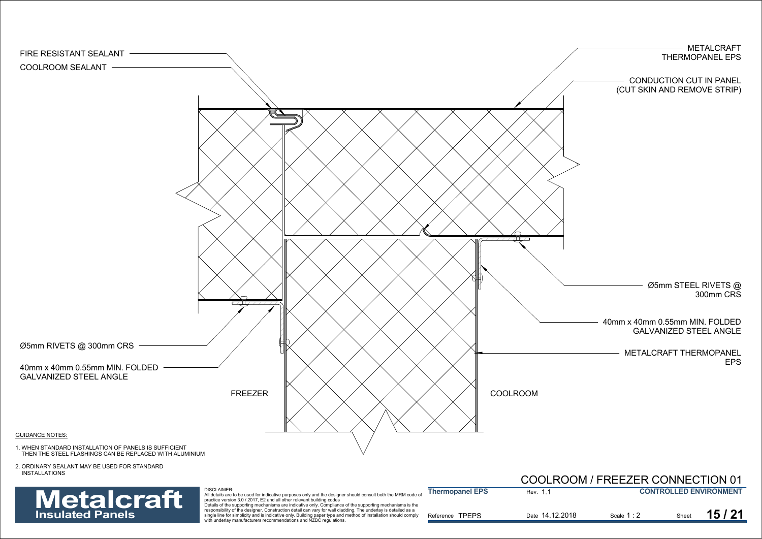# COOLROOM / FREEZER CONNECTION 01

FIRE RESISTANT SEALANT

COOLROOM SEALANT

METALCRAFT THERMOPANEL EPS

CONDUCTION CUT IN PANEL (CUT SKIN AND REMOVE STRIP)

Ø5mm STEEL RIVETS @ 300mm CRS

40mm x 40mm 0.55mm MIN. FOLDED GALVANIZED STEEL ANGLE

METALCRAFT THERMOPANEL EPS

Ø5mm RIVETS @ 300mm CRS

40mm x 40mm 0.55mm MIN. FOLDED GALVANIZED STEEL ANGLE

FREEZER

COOLROOM

GUIDANCE NOTES:

1. WHEN STANDARD INSTALLATION OF PANELS IS SUFFICIENT THEN THE STEEL FLASHINGS CAN BE REPLACED WITH ALUMINIUM
2. ORDINARY SEALANT MAY BE USED FOR STANDARD INSTALLATIONS

**Metalcraft** Insulated Panels

DISCLAIMER:
All details are to be used for indicative purposes only and the designer should consult both the MRM code of practice version 3.0 / 2017, E2 and all other relevant building codes
Details of the supporting mechanisms are indicative only. Compliance of the supporting mechanisms is the responsibility of the designer. Construction detail can vary for wall cladding. The underlay is detailed as a single line for simplicity and is indicative only. Building paper type and method of installation should comply with underlay manufacturers recommendations and NZBC regulations.

| Thermopanel EPS | Rev. 1.1 | CONTROLLED ENVIRONMENT | |
|---|---|---|---|
| Reference TPEPS | Date 14.12.2018 | Scale 1 : 2 | Sheet 15 / 21 |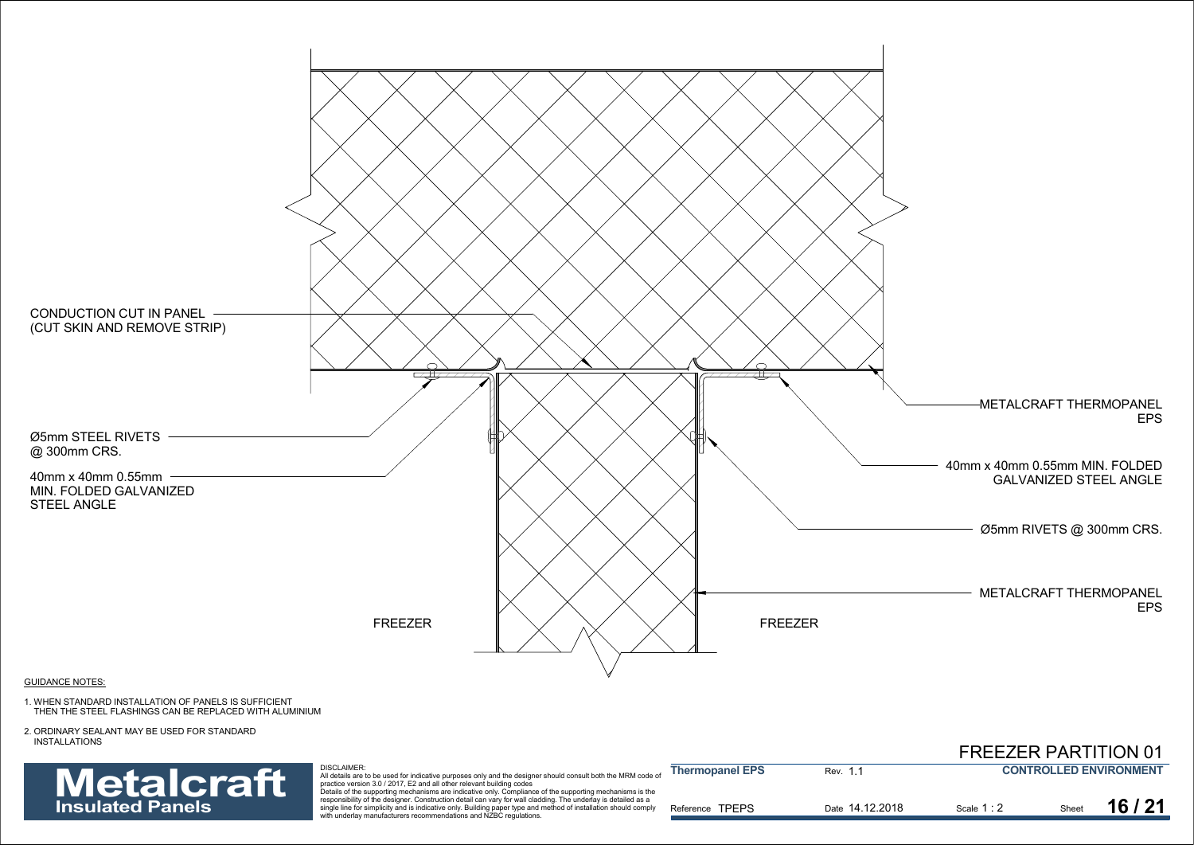CONDUCTION CUT IN PANEL
(CUT SKIN AND REMOVE STRIP)

Ø5mm STEEL RIVETS
@ 300mm CRS.

40mm x 40mm 0.55mm
MIN. FOLDED GALVANIZED
STEEL ANGLE

FREEZER

FREEZER

METALCRAFT THERMOPANEL
EPS

40mm x 40mm 0.55mm MIN. FOLDED
GALVANIZED STEEL ANGLE

Ø5mm RIVETS @ 300mm CRS.

METALCRAFT THERMOPANEL
EPS

GUIDANCE NOTES:

1. WHEN STANDARD INSTALLATION OF PANELS IS SUFFICIENT THEN THE STEEL FLASHINGS CAN BE REPLACED WITH ALUMINIUM
2. ORDINARY SEALANT MAY BE USED FOR STANDARD INSTALLATIONS

# FREEZER PARTITION 01

**Metalcraft**
**Insulated Panels**

DISCLAIMER:
All details are to be used for indicative purposes only and the designer should consult both the MRM code of practice version 3.0 / 2017, E2 and all other relevant building codes
Details of the supporting mechanisms are indicative only. Compliance of the supporting mechanisms is the responsibility of the designer. Construction detail can vary for wall cladding. The underlay is detailed as a single line for simplicity and is indicative only. Building paper type and method of installation should comply with underlay manufacturers recommendations and NZBC regulations.

| **Thermopanel EPS** | Rev. 1.1 | **CONTROLLED ENVIRONMENT** | |
|---|---|---|---|
| Reference TPEPS | Date 14.12.2018 | Scale 1 : 2 | Sheet **16 / 21** |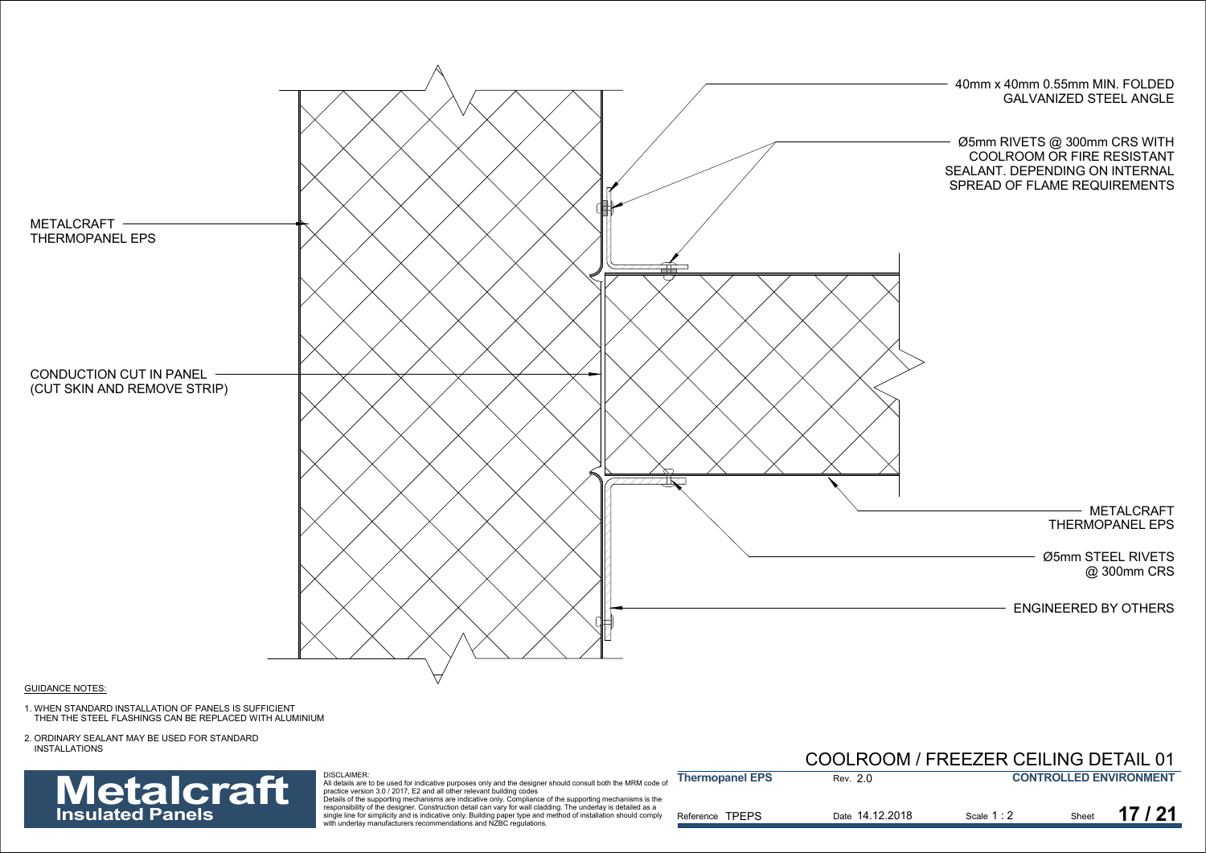40mm x 40mm 0.55mm MIN. FOLDED GALVANIZED STEEL ANGLE

Ø5mm RIVETS @ 300mm CRS WITH COOLROOM OR FIRE RESISTANT SEALANT. DEPENDING ON INTERNAL SPREAD OF FLAME REQUIREMENTS

METALCRAFT THERMOPANEL EPS

CONDUCTION CUT IN PANEL (CUT SKIN AND REMOVE STRIP)

METALCRAFT THERMOPANEL EPS

Ø5mm STEEL RIVETS @ 300mm CRS

ENGINEERED BY OTHERS

GUIDANCE NOTES:

1. WHEN STANDARD INSTALLATION OF PANELS IS SUFFICIENT THEN THE STEEL FLASHINGS CAN BE REPLACED WITH ALUMINIUM
2. ORDINARY SEALANT MAY BE USED FOR STANDARD INSTALLATIONS

# COOLROOM / FREEZER CEILING DETAIL 01

**Metalcraft**
**Insulated Panels**

DISCLAIMER:
All details are to be used for indicative purposes only and the designer should consult both the MRM code of practice version 3.0 / 2017, E2 and all other relevant building codes
Details of the supporting mechanisms are indicative only. Compliance of the supporting mechanisms is the responsibility of the designer. Construction detail can vary for wall cladding. The underlay is detailed as a single line for simplicity and is indicative only. Building paper type and method of installation should comply with underlay manufacturers recommendations and NZBC regulations.

| **Thermopanel EPS** | Rev. 2.0 | | **CONTROLLED ENVIRONMENT** |
|---|---|---|---|
| Reference TPEPS | Date 14.12.2018 | Scale 1 : 2 | Sheet **17 / 21** |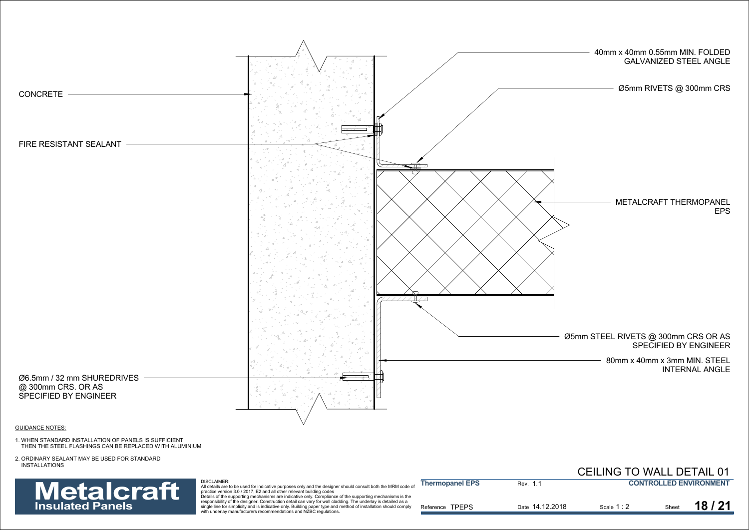CONCRETE

FIRE RESISTANT SEALANT

40mm x 40mm 0.55mm MIN. FOLDED GALVANIZED STEEL ANGLE

Ø5mm RIVETS @ 300mm CRS

METALCRAFT THERMOPANEL EPS

Ø5mm STEEL RIVETS @ 300mm CRS OR AS SPECIFIED BY ENGINEER

80mm x 40mm x 3mm MIN. STEEL INTERNAL ANGLE

Ø6.5mm / 32 mm SHUREDRIVES @ 300mm CRS. OR AS SPECIFIED BY ENGINEER

GUIDANCE NOTES:

1. WHEN STANDARD INSTALLATION OF PANELS IS SUFFICIENT THEN THE STEEL FLASHINGS CAN BE REPLACED WITH ALUMINIUM
2. ORDINARY SEALANT MAY BE USED FOR STANDARD INSTALLATIONS

# CEILING TO WALL DETAIL 01

**Metalcraft Insulated Panels**

DISCLAIMER:
All details are to be used for indicative purposes only and the designer should consult both the MRM code of practice version 3.0 / 2017, E2 and all other relevant building codes
Details of the supporting mechanisms are indicative only. Compliance of the supporting mechanisms is the responsibility of the designer. Construction detail can vary for wall cladding. The underlay is detailed as a single line for simplicity and is indicative only. Building paper type and method of installation should comply with underlay manufacturers recommendations and NZBC regulations.

| **Thermopanel EPS** | Rev. 1.1 | | **CONTROLLED ENVIRONMENT** |
|---|---|---|---|
| Reference TPEPS | Date 14.12.2018 | Scale 1 : 2 | Sheet **18 / 21** |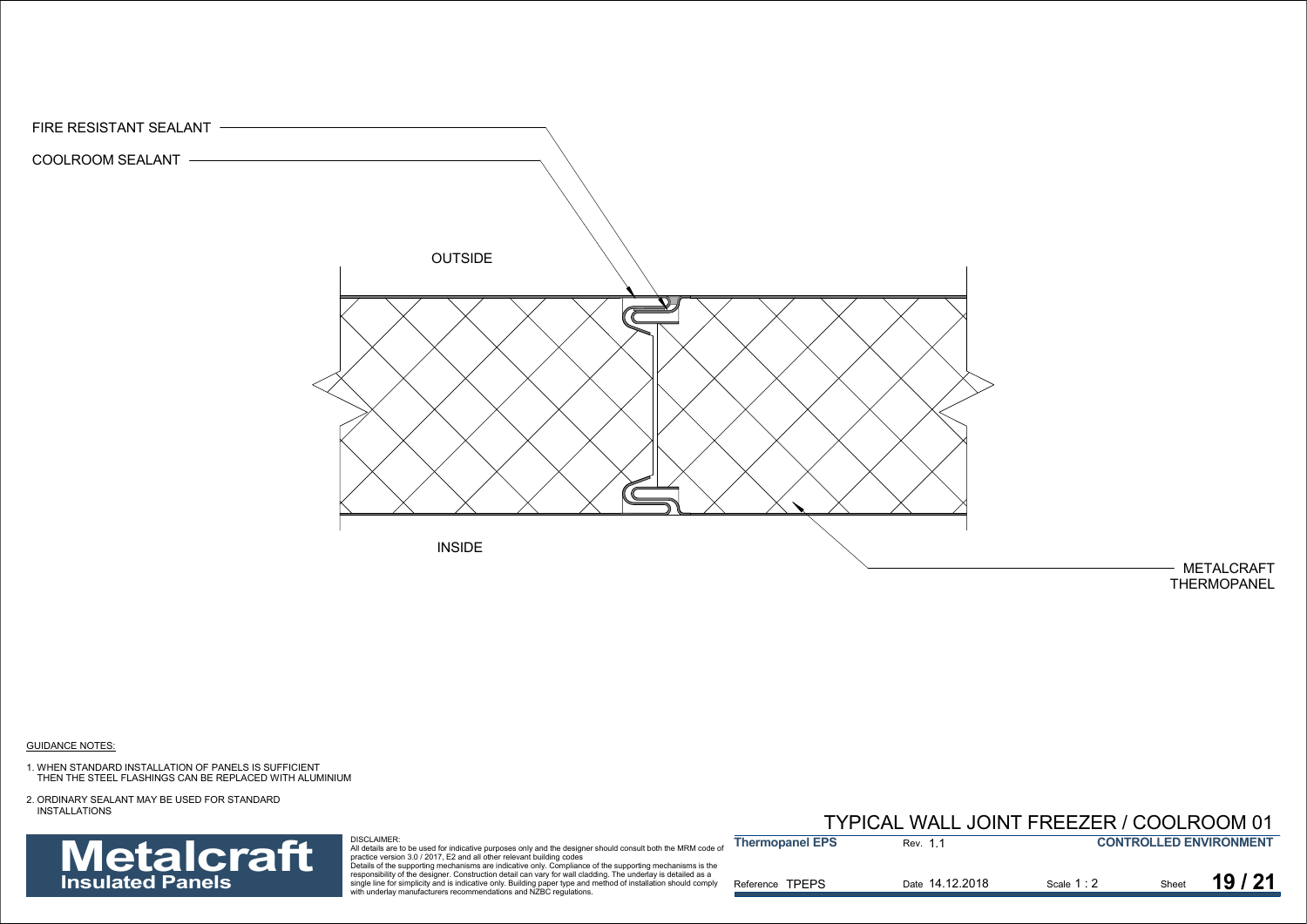FIRE RESISTANT SEALANT

COOLROOM SEALANT

OUTSIDE

INSIDE

METALCRAFT THERMOPANEL

GUIDANCE NOTES:

1. WHEN STANDARD INSTALLATION OF PANELS IS SUFFICIENT THEN THE STEEL FLASHINGS CAN BE REPLACED WITH ALUMINIUM
2. ORDINARY SEALANT MAY BE USED FOR STANDARD INSTALLATIONS

# TYPICAL WALL JOINT FREEZER / COOLROOM 01

**Metalcraft Insulated Panels**

DISCLAIMER:
All details are to be used for indicative purposes only and the designer should consult both the MRM code of practice version 3.0 / 2017, E2 and all other relevant building codes
Details of the supporting mechanisms are indicative only. Compliance of the supporting mechanisms is the responsibility of the designer. Construction detail can vary for wall cladding. The underlay is detailed as a single line for simplicity and is indicative only. Building paper type and method of installation should comply with underlay manufacturers recommendations and NZBC regulations.

| **Thermopanel EPS** | Rev. 1.1 | | **CONTROLLED ENVIRONMENT** |
|---|---|---|---|
| Reference TPEPS | Date 14.12.2018 | Scale 1 : 2 | Sheet **19 / 21** |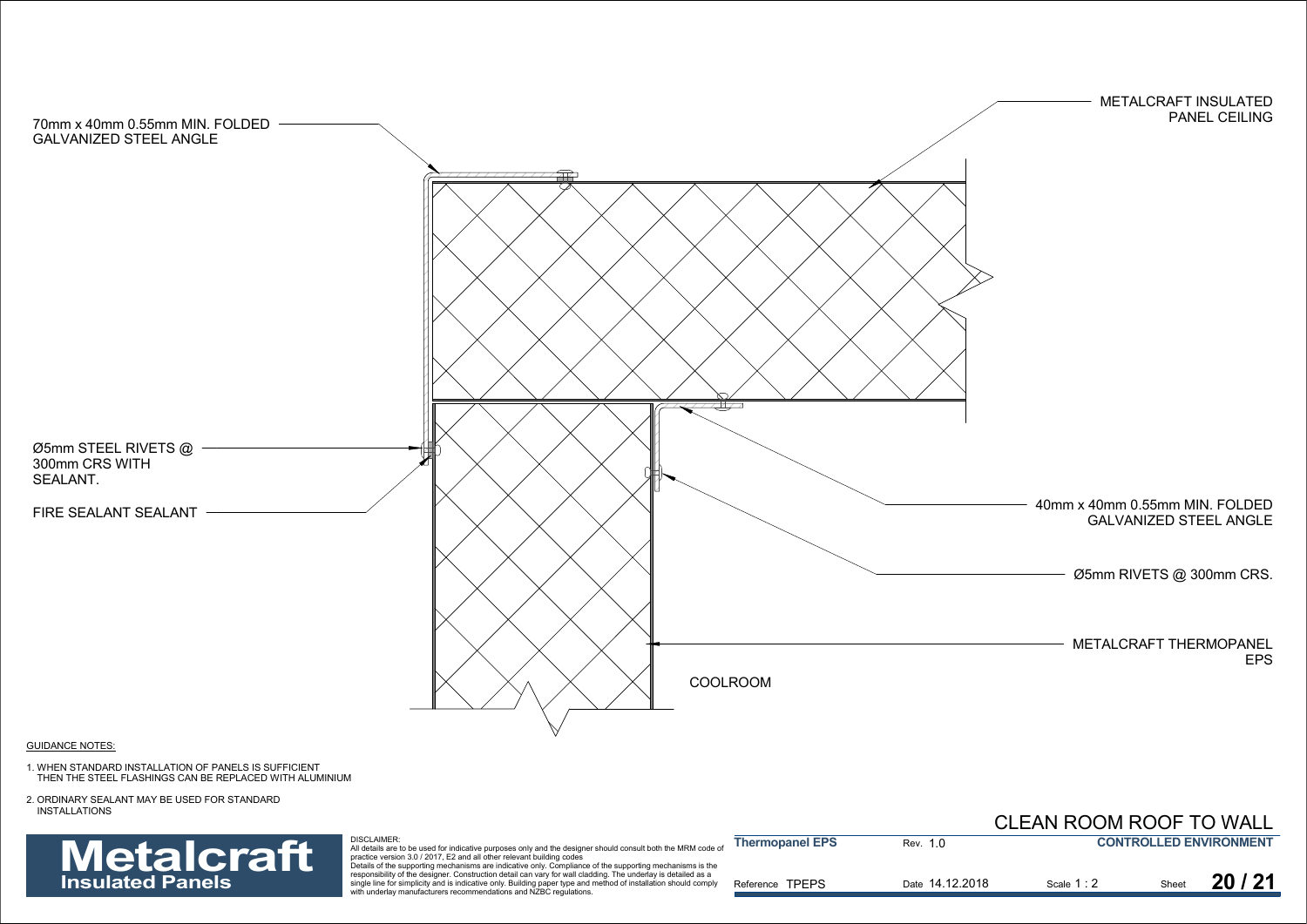METALCRAFT INSULATED PANEL CEILING

70mm x 40mm 0.55mm MIN. FOLDED GALVANIZED STEEL ANGLE

Ø5mm STEEL RIVETS @ 300mm CRS WITH SEALANT.

FIRE SEALANT SEALANT

40mm x 40mm 0.55mm MIN. FOLDED GALVANIZED STEEL ANGLE

Ø5mm RIVETS @ 300mm CRS.

METALCRAFT THERMOPANEL EPS

COOLROOM

GUIDANCE NOTES:

1. WHEN STANDARD INSTALLATION OF PANELS IS SUFFICIENT THEN THE STEEL FLASHINGS CAN BE REPLACED WITH ALUMINIUM
2. ORDINARY SEALANT MAY BE USED FOR STANDARD INSTALLATIONS

# CLEAN ROOM ROOF TO WALL

**Metalcraft Insulated Panels**

DISCLAIMER:
All details are to be used for indicative purposes only and the designer should consult both the MRM code of practice version 3.0 / 2017, E2 and all other relevant building codes
Details of the supporting mechanisms are indicative only. Compliance of the supporting mechanisms is the responsibility of the designer. Construction detail can vary for wall cladding. The underlay is detailed as a single line for simplicity and is indicative only. Building paper type and method of installation should comply with underlay manufacturers recommendations and NZBC regulations.

| **Thermopanel EPS** | Rev. 1.0 | | **CONTROLLED ENVIRONMENT** |
|---|---|---|---|
| Reference TPEPS | Date 14.12.2018 | Scale 1 : 2 | Sheet **20 / 21** |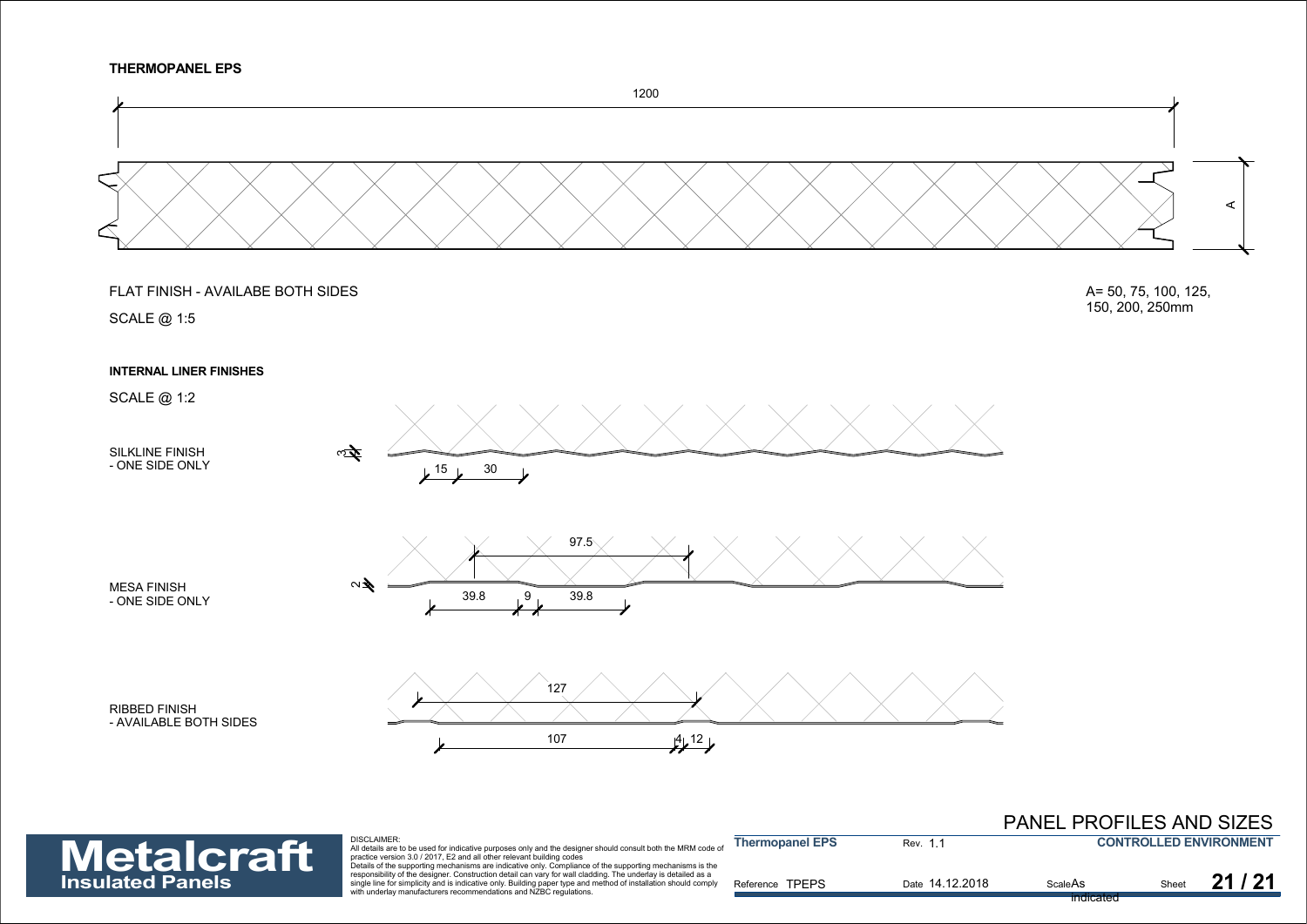**THERMOPANEL EPS**

1200

A

FLAT FINISH - AVAILABE BOTH SIDES

SCALE @ 1:5

A= 50, 75, 100, 125, 150, 200, 250mm

**INTERNAL LINER FINISHES**

SCALE @ 1:2

SILKLINE FINISH
- ONE SIDE ONLY

3

15

30

MESA FINISH
- ONE SIDE ONLY

97.5

2

39.8

9

39.8

RIBBED FINISH
- AVAILABLE BOTH SIDES

127

107

4

12

PANEL PROFILES AND SIZES

**Metalcraft**
**Insulated Panels**

DISCLAIMER:
All details are to be used for indicative purposes only and the designer should consult both the MRM code of practice version 3.0 / 2017, E2 and all other relevant building codes
Details of the supporting mechanisms are indicative only. Compliance of the supporting mechanisms is the responsibility of the designer. Construction detail can vary for wall cladding. The underlay is detailed as a single line for simplicity and is indicative only. Building paper type and method of installation should comply with underlay manufacturers recommendations and NZBC regulations.

| | | | |
|---|---|---|---|
| **Thermopanel EPS** | Rev. 1.1 | **CONTROLLED ENVIRONMENT** | |
| Reference TPEPS | Date 14.12.2018 | Scale As indicated | Sheet **21 / 21** |